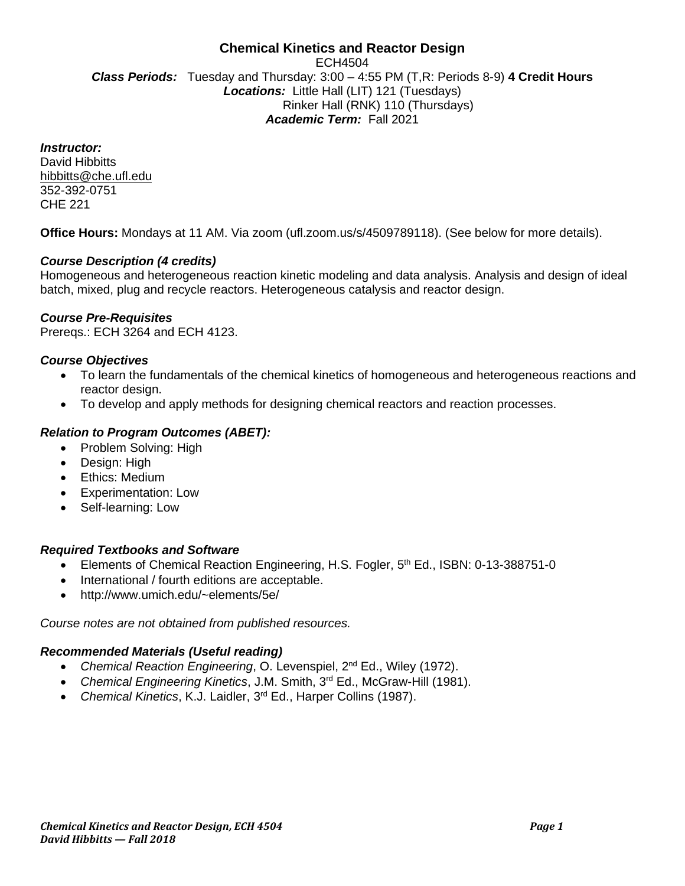# Chemical Kinetics and Reactor Design

ECH4504

***Class Periods:*** Tuesday and Thursday: 3:00 – 4:55 PM (T,R: Periods 8-9) **4 Credit Hours**

***Locations:*** Little Hall (LIT) 121 (Tuesdays)
Rinker Hall (RNK) 110 (Thursdays)

***Academic Term:*** Fall 2021

***Instructor:***
David Hibbitts
hibbitts@che.ufl.edu
352-392-0751
CHE 221

**Office Hours:** Mondays at 11 AM. Via zoom (ufl.zoom.us/s/4509789118). (See below for more details).

### *Course Description (4 credits)*

Homogeneous and heterogeneous reaction kinetic modeling and data analysis. Analysis and design of ideal batch, mixed, plug and recycle reactors. Heterogeneous catalysis and reactor design.

### *Course Pre-Requisites*

Prereqs.: ECH 3264 and ECH 4123.

### *Course Objectives*

- To learn the fundamentals of the chemical kinetics of homogeneous and heterogeneous reactions and reactor design.
- To develop and apply methods for designing chemical reactors and reaction processes.

### *Relation to Program Outcomes (ABET):*

- Problem Solving: High
- Design: High
- Ethics: Medium
- Experimentation: Low
- Self-learning: Low

### *Required Textbooks and Software*

- Elements of Chemical Reaction Engineering, H.S. Fogler, 5th Ed., ISBN: 0-13-388751-0
- International / fourth editions are acceptable.
- http://www.umich.edu/~elements/5e/

*Course notes are not obtained from published resources.*

### *Recommended Materials (Useful reading)*

- *Chemical Reaction Engineering*, O. Levenspiel, 2nd Ed., Wiley (1972).
- *Chemical Engineering Kinetics*, J.M. Smith, 3rd Ed., McGraw-Hill (1981).
- *Chemical Kinetics*, K.J. Laidler, 3rd Ed., Harper Collins (1987).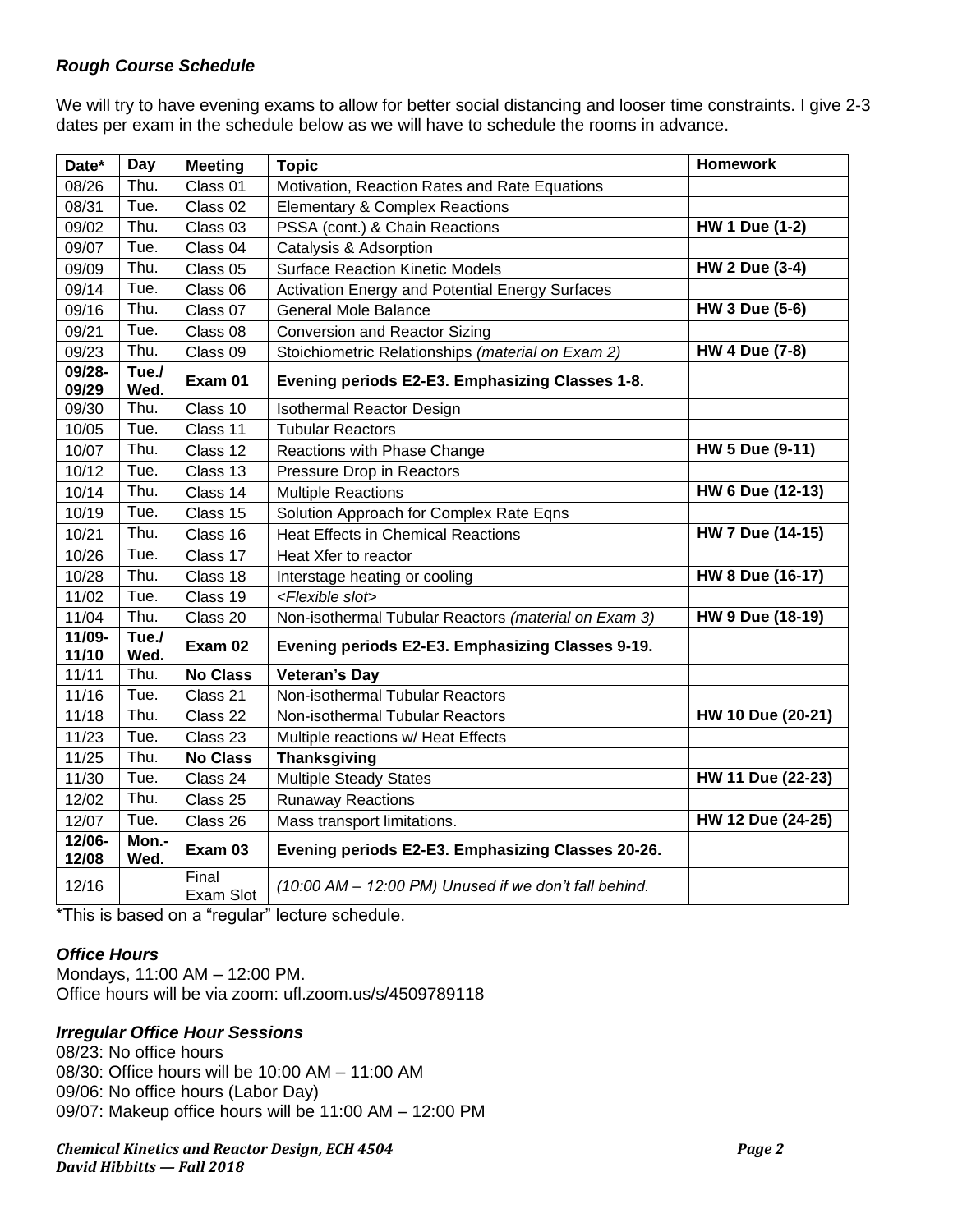### *Rough Course Schedule*

We will try to have evening exams to allow for better social distancing and looser time constraints. I give 2-3 dates per exam in the schedule below as we will have to schedule the rooms in advance.

| Date* | Day | Meeting | Topic | Homework |
|---|---|---|---|---|
| 08/26 | Thu. | Class 01 | Motivation, Reaction Rates and Rate Equations | |
| 08/31 | Tue. | Class 02 | Elementary & Complex Reactions | |
| 09/02 | Thu. | Class 03 | PSSA (cont.) & Chain Reactions | **HW 1 Due (1-2)** |
| 09/07 | Tue. | Class 04 | Catalysis & Adsorption | |
| 09/09 | Thu. | Class 05 | Surface Reaction Kinetic Models | **HW 2 Due (3-4)** |
| 09/14 | Tue. | Class 06 | Activation Energy and Potential Energy Surfaces | |
| 09/16 | Thu. | Class 07 | General Mole Balance | **HW 3 Due (5-6)** |
| 09/21 | Tue. | Class 08 | Conversion and Reactor Sizing | |
| 09/23 | Thu. | Class 09 | Stoichiometric Relationships *(material on Exam 2)* | **HW 4 Due (7-8)** |
| **09/28-09/29** | **Tue./ Wed.** | **Exam 01** | **Evening periods E2-E3. Emphasizing Classes 1-8.** | |
| 09/30 | Thu. | Class 10 | Isothermal Reactor Design | |
| 10/05 | Tue. | Class 11 | Tubular Reactors | |
| 10/07 | Thu. | Class 12 | Reactions with Phase Change | **HW 5 Due (9-11)** |
| 10/12 | Tue. | Class 13 | Pressure Drop in Reactors | |
| 10/14 | Thu. | Class 14 | Multiple Reactions | **HW 6 Due (12-13)** |
| 10/19 | Tue. | Class 15 | Solution Approach for Complex Rate Eqns | |
| 10/21 | Thu. | Class 16 | Heat Effects in Chemical Reactions | **HW 7 Due (14-15)** |
| 10/26 | Tue. | Class 17 | Heat Xfer to reactor | |
| 10/28 | Thu. | Class 18 | Interstage heating or cooling | **HW 8 Due (16-17)** |
| 11/02 | Tue. | Class 19 | *<Flexible slot>* | |
| 11/04 | Thu. | Class 20 | Non-isothermal Tubular Reactors *(material on Exam 3)* | **HW 9 Due (18-19)** |
| **11/09-11/10** | **Tue./ Wed.** | **Exam 02** | **Evening periods E2-E3. Emphasizing Classes 9-19.** | |
| 11/11 | Thu. | **No Class** | **Veteran's Day** | |
| 11/16 | Tue. | Class 21 | Non-isothermal Tubular Reactors | |
| 11/18 | Thu. | Class 22 | Non-isothermal Tubular Reactors | **HW 10 Due (20-21)** |
| 11/23 | Tue. | Class 23 | Multiple reactions w/ Heat Effects | |
| 11/25 | Thu. | **No Class** | **Thanksgiving** | |
| 11/30 | Tue. | Class 24 | Multiple Steady States | **HW 11 Due (22-23)** |
| 12/02 | Thu. | Class 25 | Runaway Reactions | |
| 12/07 | Tue. | Class 26 | Mass transport limitations. | **HW 12 Due (24-25)** |
| **12/06-12/08** | **Mon.-Wed.** | **Exam 03** | **Evening periods E2-E3. Emphasizing Classes 20-26.** | |
| 12/16 | | Final Exam Slot | *(10:00 AM – 12:00 PM) Unused if we don't fall behind.* | |

*This is based on a "regular" lecture schedule.

### *Office Hours*

Mondays, 11:00 AM – 12:00 PM.
Office hours will be via zoom: ufl.zoom.us/s/4509789118

### *Irregular Office Hour Sessions*

08/23: No office hours
08/30: Office hours will be 10:00 AM – 11:00 AM
09/06: No office hours (Labor Day)
09/07: Makeup office hours will be 11:00 AM – 12:00 PM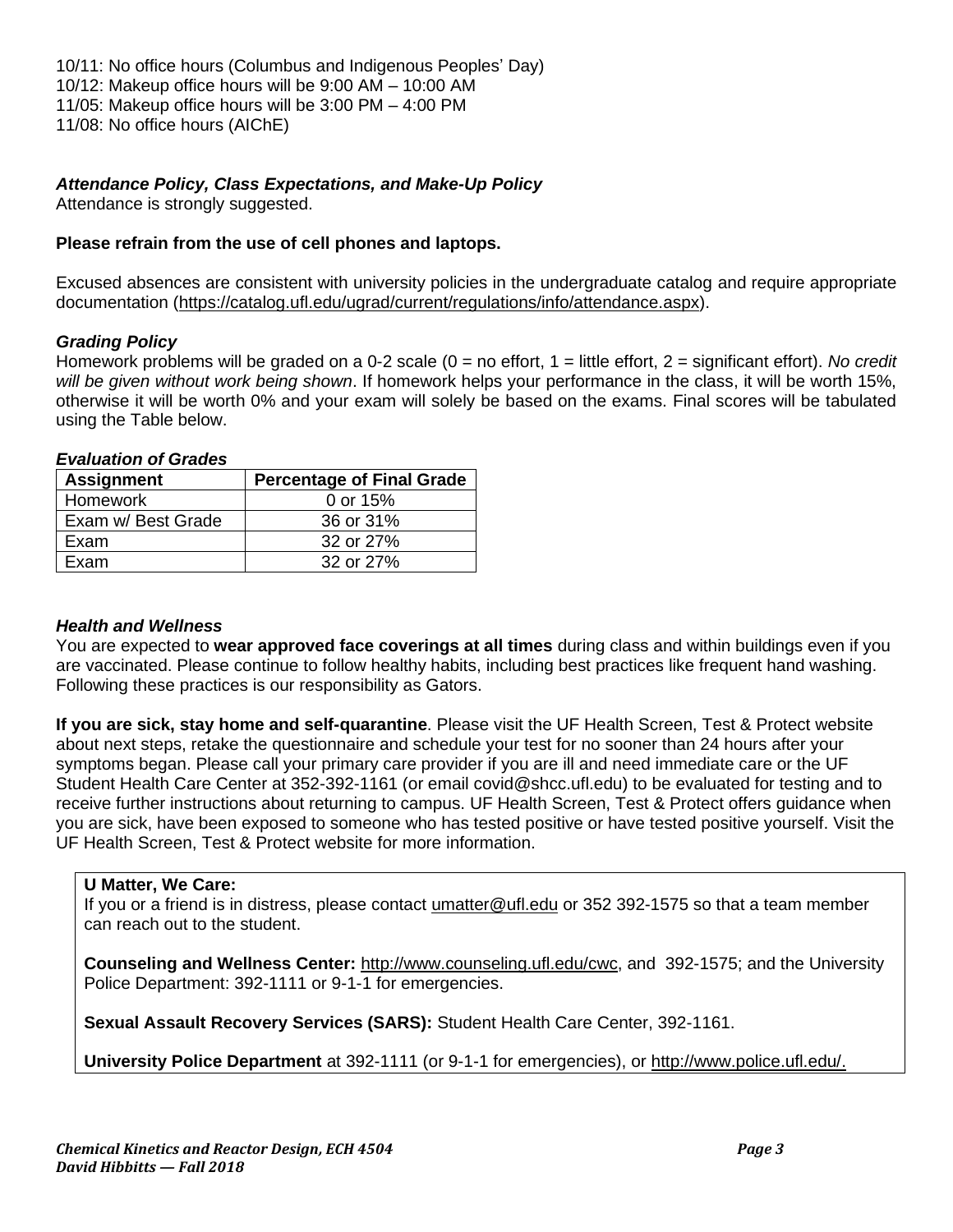10/11: No office hours (Columbus and Indigenous Peoples' Day)
10/12: Makeup office hours will be 9:00 AM – 10:00 AM
11/05: Makeup office hours will be 3:00 PM – 4:00 PM
11/08: No office hours (AIChE)

### *Attendance Policy, Class Expectations, and Make-Up Policy*

Attendance is strongly suggested.

**Please refrain from the use of cell phones and laptops.**

Excused absences are consistent with university policies in the undergraduate catalog and require appropriate documentation (https://catalog.ufl.edu/ugrad/current/regulations/info/attendance.aspx).

### *Grading Policy*

Homework problems will be graded on a 0-2 scale (0 = no effort, 1 = little effort, 2 = significant effort). *No credit will be given without work being shown*. If homework helps your performance in the class, it will be worth 15%, otherwise it will be worth 0% and your exam will solely be based on the exams. Final scores will be tabulated using the Table below.

### *Evaluation of Grades*

| Assignment | Percentage of Final Grade |
|---|---|
| Homework | 0 or 15% |
| Exam w/ Best Grade | 36 or 31% |
| Exam | 32 or 27% |
| Exam | 32 or 27% |

### *Health and Wellness*

You are expected to **wear approved face coverings at all times** during class and within buildings even if you are vaccinated. Please continue to follow healthy habits, including best practices like frequent hand washing. Following these practices is our responsibility as Gators.

**If you are sick, stay home and self-quarantine**. Please visit the UF Health Screen, Test & Protect website about next steps, retake the questionnaire and schedule your test for no sooner than 24 hours after your symptoms began. Please call your primary care provider if you are ill and need immediate care or the UF Student Health Care Center at 352-392-1161 (or email covid@shcc.ufl.edu) to be evaluated for testing and to receive further instructions about returning to campus. UF Health Screen, Test & Protect offers guidance when you are sick, have been exposed to someone who has tested positive or have tested positive yourself. Visit the UF Health Screen, Test & Protect website for more information.

**U Matter, We Care:**
If you or a friend is in distress, please contact umatter@ufl.edu or 352 392-1575 so that a team member can reach out to the student.

**Counseling and Wellness Center:** http://www.counseling.ufl.edu/cwc, and 392-1575; and the University Police Department: 392-1111 or 9-1-1 for emergencies.

**Sexual Assault Recovery Services (SARS):** Student Health Care Center, 392-1161.

**University Police Department** at 392-1111 (or 9-1-1 for emergencies), or http://www.police.ufl.edu/.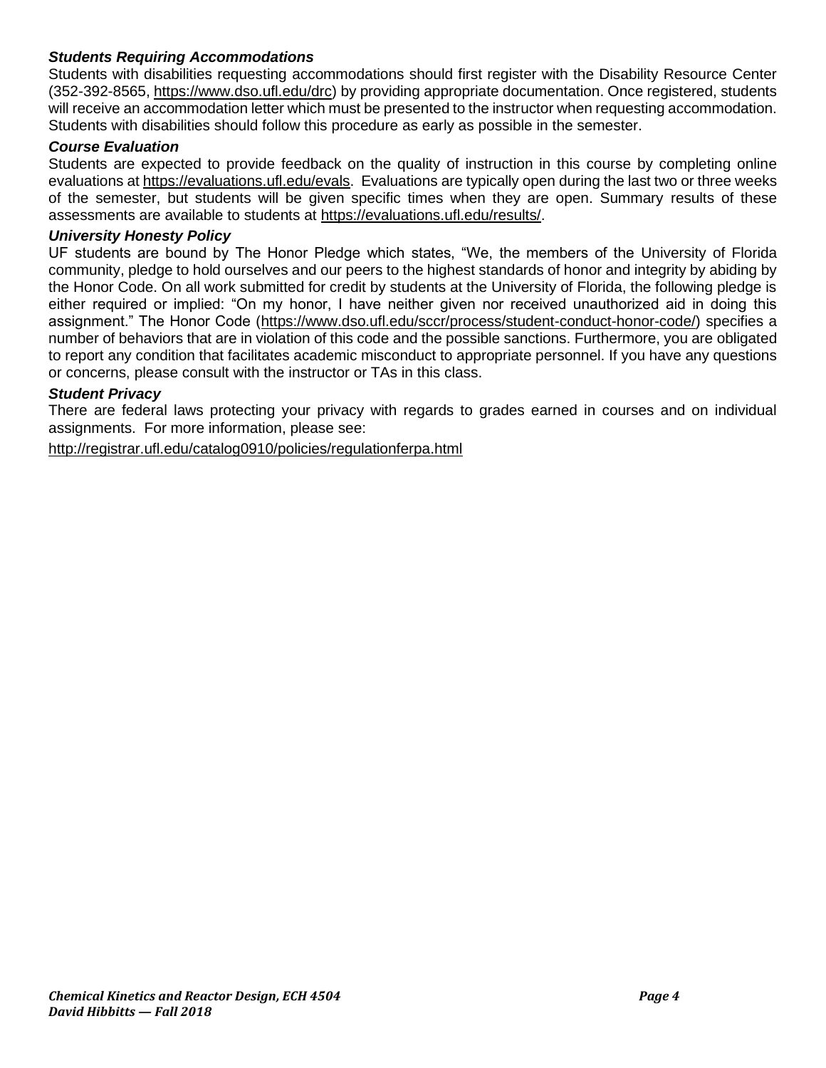### *Students Requiring Accommodations*

Students with disabilities requesting accommodations should first register with the Disability Resource Center (352-392-8565, https://www.dso.ufl.edu/drc) by providing appropriate documentation. Once registered, students will receive an accommodation letter which must be presented to the instructor when requesting accommodation. Students with disabilities should follow this procedure as early as possible in the semester.

### *Course Evaluation*

Students are expected to provide feedback on the quality of instruction in this course by completing online evaluations at https://evaluations.ufl.edu/evals. Evaluations are typically open during the last two or three weeks of the semester, but students will be given specific times when they are open. Summary results of these assessments are available to students at https://evaluations.ufl.edu/results/.

### *University Honesty Policy*

UF students are bound by The Honor Pledge which states, "We, the members of the University of Florida community, pledge to hold ourselves and our peers to the highest standards of honor and integrity by abiding by the Honor Code. On all work submitted for credit by students at the University of Florida, the following pledge is either required or implied: "On my honor, I have neither given nor received unauthorized aid in doing this assignment." The Honor Code (https://www.dso.ufl.edu/sccr/process/student-conduct-honor-code/) specifies a number of behaviors that are in violation of this code and the possible sanctions. Furthermore, you are obligated to report any condition that facilitates academic misconduct to appropriate personnel. If you have any questions or concerns, please consult with the instructor or TAs in this class.

### *Student Privacy*

There are federal laws protecting your privacy with regards to grades earned in courses and on individual assignments. For more information, please see:

http://registrar.ufl.edu/catalog0910/policies/regulationferpa.html